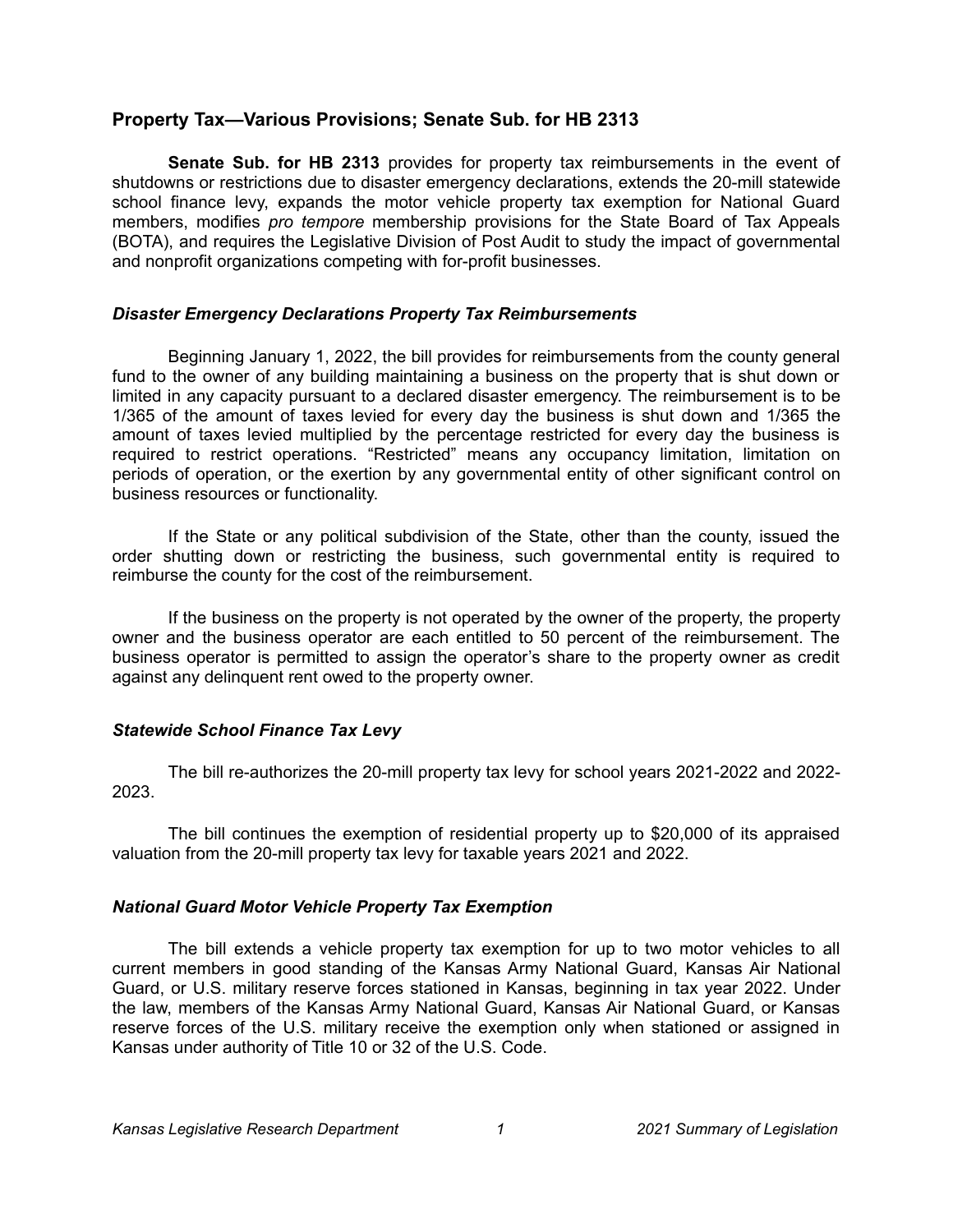## Property Tax—Various Provisions; Senate Sub. for HB 2313

**Senate Sub. for HB 2313** provides for property tax reimbursements in the event of shutdowns or restrictions due to disaster emergency declarations, extends the 20-mill statewide school finance levy, expands the motor vehicle property tax exemption for National Guard members, modifies *pro tempore* membership provisions for the State Board of Tax Appeals (BOTA), and requires the Legislative Division of Post Audit to study the impact of governmental and nonprofit organizations competing with for-profit businesses.

### *Disaster Emergency Declarations Property Tax Reimbursements*

Beginning January 1, 2022, the bill provides for reimbursements from the county general fund to the owner of any building maintaining a business on the property that is shut down or limited in any capacity pursuant to a declared disaster emergency. The reimbursement is to be 1/365 of the amount of taxes levied for every day the business is shut down and 1/365 the amount of taxes levied multiplied by the percentage restricted for every day the business is required to restrict operations. "Restricted" means any occupancy limitation, limitation on periods of operation, or the exertion by any governmental entity of other significant control on business resources or functionality.

If the State or any political subdivision of the State, other than the county, issued the order shutting down or restricting the business, such governmental entity is required to reimburse the county for the cost of the reimbursement.

If the business on the property is not operated by the owner of the property, the property owner and the business operator are each entitled to 50 percent of the reimbursement. The business operator is permitted to assign the operator's share to the property owner as credit against any delinquent rent owed to the property owner.

### *Statewide School Finance Tax Levy*

The bill re-authorizes the 20-mill property tax levy for school years 2021-2022 and 2022-2023.

The bill continues the exemption of residential property up to $20,000 of its appraised valuation from the 20-mill property tax levy for taxable years 2021 and 2022.

### *National Guard Motor Vehicle Property Tax Exemption*

The bill extends a vehicle property tax exemption for up to two motor vehicles to all current members in good standing of the Kansas Army National Guard, Kansas Air National Guard, or U.S. military reserve forces stationed in Kansas, beginning in tax year 2022. Under the law, members of the Kansas Army National Guard, Kansas Air National Guard, or Kansas reserve forces of the U.S. military receive the exemption only when stationed or assigned in Kansas under authority of Title 10 or 32 of the U.S. Code.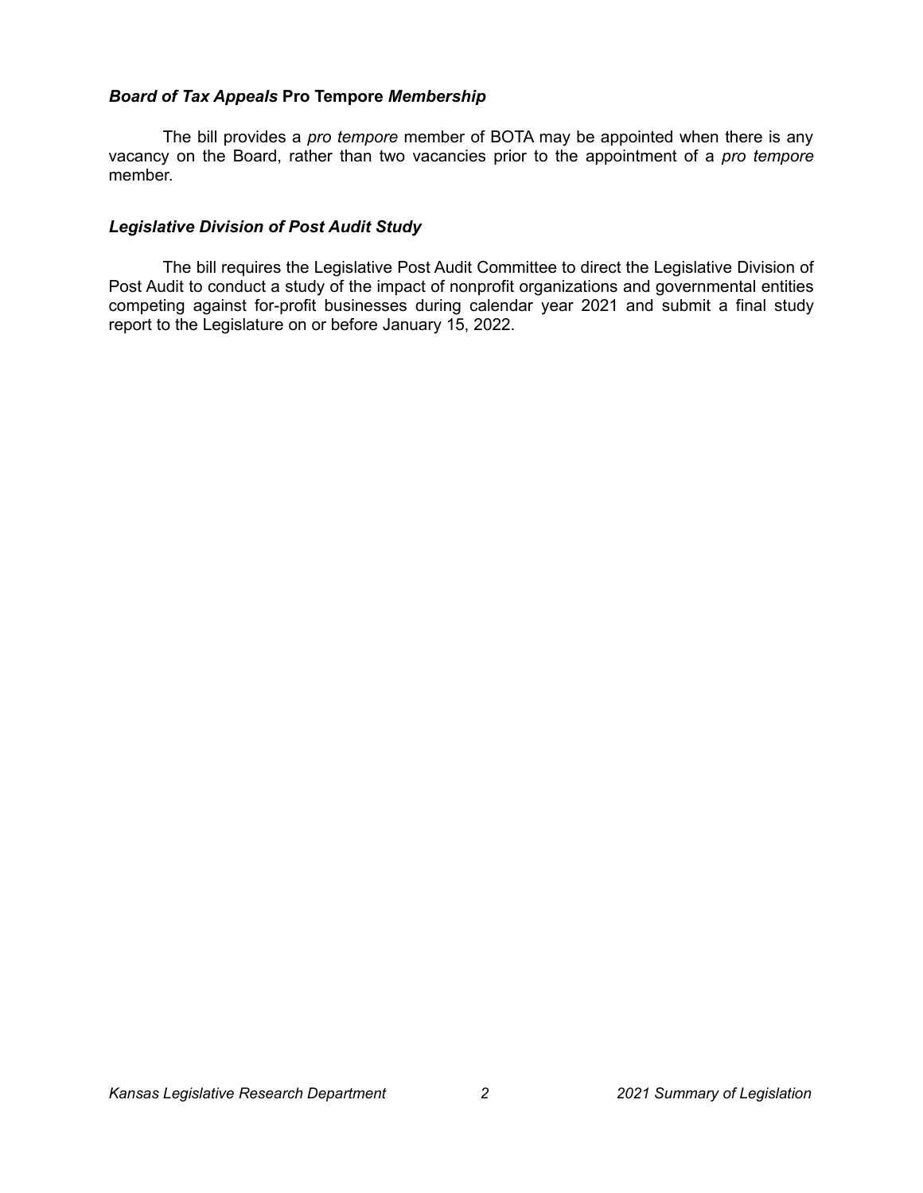### *Board of Tax Appeals* **Pro Tempore** *Membership*

The bill provides a *pro tempore* member of BOTA may be appointed when there is any vacancy on the Board, rather than two vacancies prior to the appointment of a *pro tempore* member.

### *Legislative Division of Post Audit Study*

The bill requires the Legislative Post Audit Committee to direct the Legislative Division of Post Audit to conduct a study of the impact of nonprofit organizations and governmental entities competing against for-profit businesses during calendar year 2021 and submit a final study report to the Legislature on or before January 15, 2022.